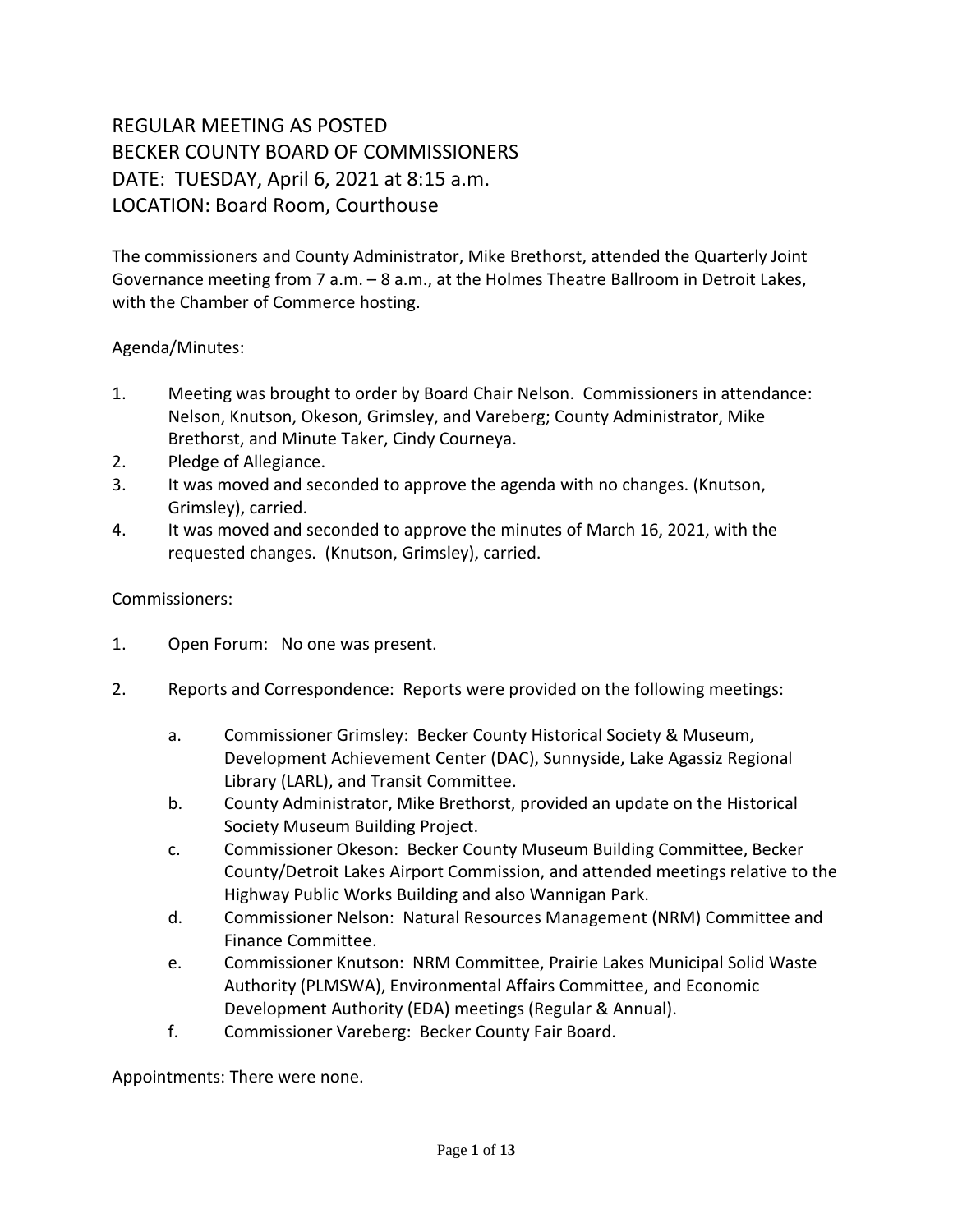# REGULAR MEETING AS POSTED
# BECKER COUNTY BOARD OF COMMISSIONERS
# DATE: TUESDAY, April 6, 2021 at 8:15 a.m.
# LOCATION: Board Room, Courthouse

The commissioners and County Administrator, Mike Brethorst, attended the Quarterly Joint Governance meeting from 7 a.m. – 8 a.m., at the Holmes Theatre Ballroom in Detroit Lakes, with the Chamber of Commerce hosting.

Agenda/Minutes:

1. Meeting was brought to order by Board Chair Nelson. Commissioners in attendance: Nelson, Knutson, Okeson, Grimsley, and Vareberg; County Administrator, Mike Brethorst, and Minute Taker, Cindy Courneya.
2. Pledge of Allegiance.
3. It was moved and seconded to approve the agenda with no changes. (Knutson, Grimsley), carried.
4. It was moved and seconded to approve the minutes of March 16, 2021, with the requested changes. (Knutson, Grimsley), carried.

Commissioners:

1. Open Forum: No one was present.

2. Reports and Correspondence: Reports were provided on the following meetings:

   a. Commissioner Grimsley: Becker County Historical Society & Museum, Development Achievement Center (DAC), Sunnyside, Lake Agassiz Regional Library (LARL), and Transit Committee.
   b. County Administrator, Mike Brethorst, provided an update on the Historical Society Museum Building Project.
   c. Commissioner Okeson: Becker County Museum Building Committee, Becker County/Detroit Lakes Airport Commission, and attended meetings relative to the Highway Public Works Building and also Wannigan Park.
   d. Commissioner Nelson: Natural Resources Management (NRM) Committee and Finance Committee.
   e. Commissioner Knutson: NRM Committee, Prairie Lakes Municipal Solid Waste Authority (PLMSWA), Environmental Affairs Committee, and Economic Development Authority (EDA) meetings (Regular & Annual).
   f. Commissioner Vareberg: Becker County Fair Board.

Appointments: There were none.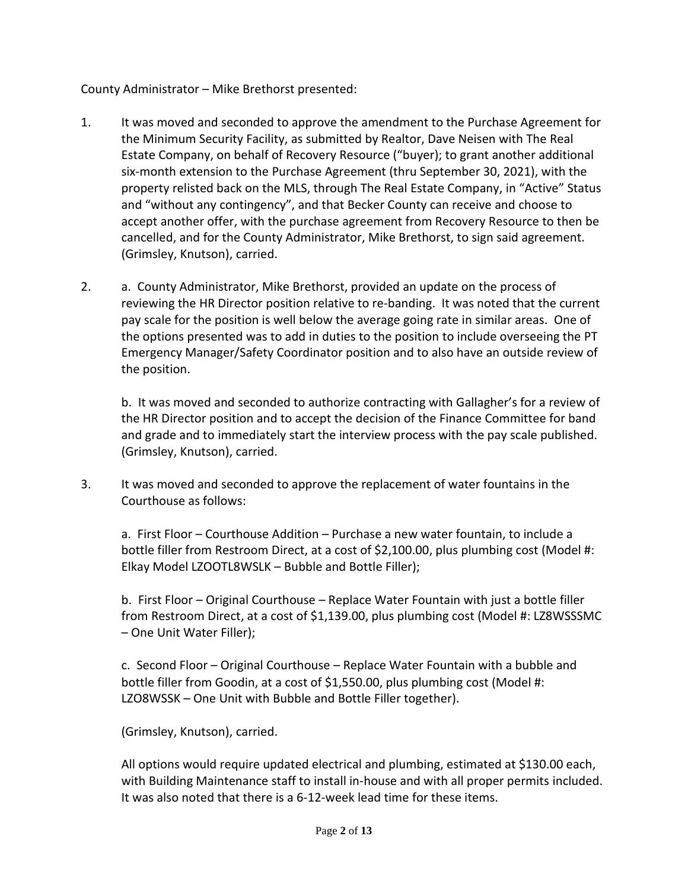County Administrator – Mike Brethorst presented:

1. It was moved and seconded to approve the amendment to the Purchase Agreement for the Minimum Security Facility, as submitted by Realtor, Dave Neisen with The Real Estate Company, on behalf of Recovery Resource ("buyer); to grant another additional six-month extension to the Purchase Agreement (thru September 30, 2021), with the property relisted back on the MLS, through The Real Estate Company, in "Active" Status and "without any contingency", and that Becker County can receive and choose to accept another offer, with the purchase agreement from Recovery Resource to then be cancelled, and for the County Administrator, Mike Brethorst, to sign said agreement. (Grimsley, Knutson), carried.

2. a. County Administrator, Mike Brethorst, provided an update on the process of reviewing the HR Director position relative to re-banding. It was noted that the current pay scale for the position is well below the average going rate in similar areas. One of the options presented was to add in duties to the position to include overseeing the PT Emergency Manager/Safety Coordinator position and to also have an outside review of the position.

   b. It was moved and seconded to authorize contracting with Gallagher's for a review of the HR Director position and to accept the decision of the Finance Committee for band and grade and to immediately start the interview process with the pay scale published. (Grimsley, Knutson), carried.

3. It was moved and seconded to approve the replacement of water fountains in the Courthouse as follows:

   a. First Floor – Courthouse Addition – Purchase a new water fountain, to include a bottle filler from Restroom Direct, at a cost of $2,100.00, plus plumbing cost (Model #: Elkay Model LZOOTL8WSLK – Bubble and Bottle Filler);

   b. First Floor – Original Courthouse – Replace Water Fountain with just a bottle filler from Restroom Direct, at a cost of $1,139.00, plus plumbing cost (Model #: LZ8WSSSMC – One Unit Water Filler);

   c. Second Floor – Original Courthouse – Replace Water Fountain with a bubble and bottle filler from Goodin, at a cost of $1,550.00, plus plumbing cost (Model #: LZO8WSSK – One Unit with Bubble and Bottle Filler together).

   (Grimsley, Knutson), carried.

   All options would require updated electrical and plumbing, estimated at $130.00 each, with Building Maintenance staff to install in-house and with all proper permits included. It was also noted that there is a 6-12-week lead time for these items.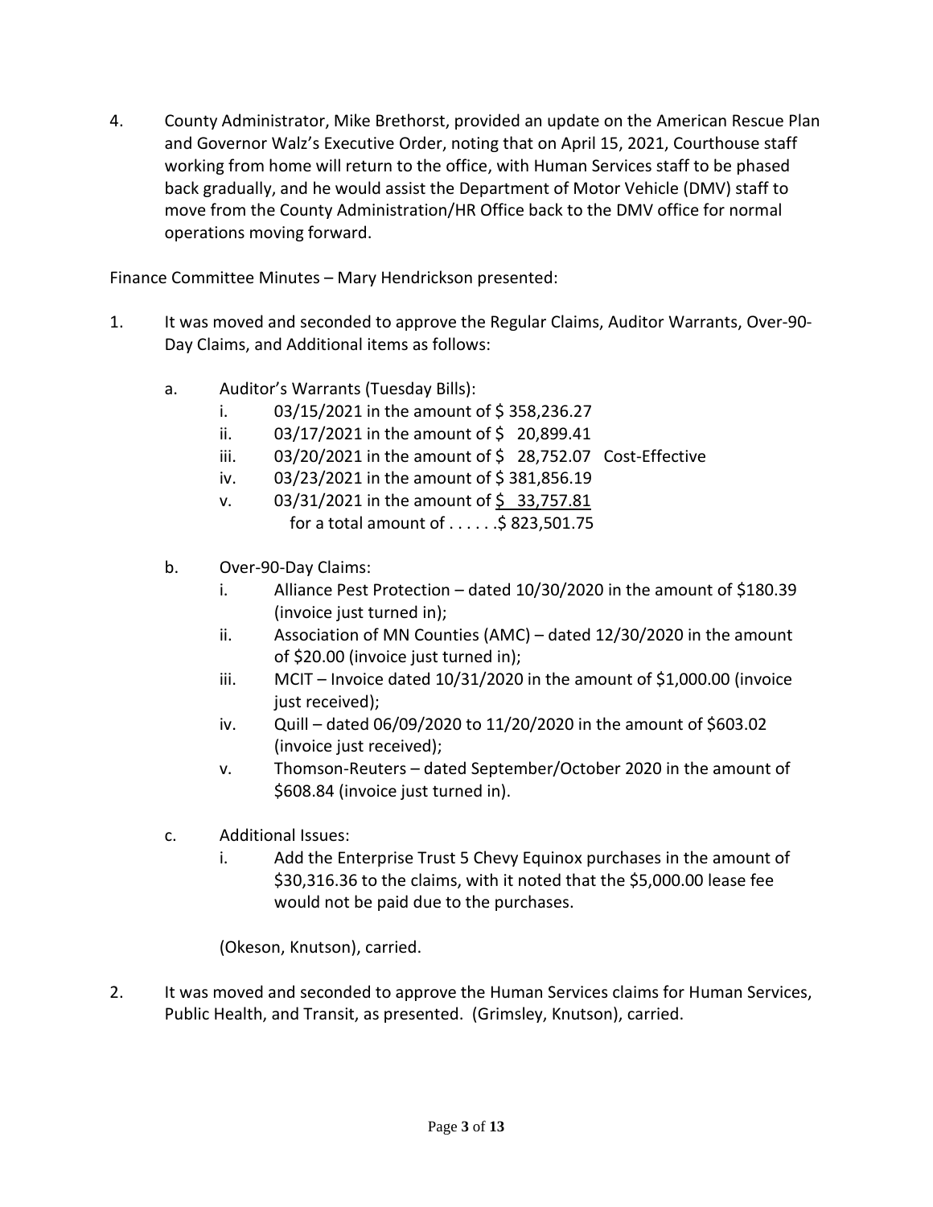4. County Administrator, Mike Brethorst, provided an update on the American Rescue Plan and Governor Walz's Executive Order, noting that on April 15, 2021, Courthouse staff working from home will return to the office, with Human Services staff to be phased back gradually, and he would assist the Department of Motor Vehicle (DMV) staff to move from the County Administration/HR Office back to the DMV office for normal operations moving forward.

Finance Committee Minutes – Mary Hendrickson presented:

1. It was moved and seconded to approve the Regular Claims, Auditor Warrants, Over-90-Day Claims, and Additional items as follows:

   a. Auditor's Warrants (Tuesday Bills):
      - i. 03/15/2021 in the amount of $ 358,236.27
      - ii. 03/17/2021 in the amount of $ 20,899.41
      - iii. 03/20/2021 in the amount of $ 28,752.07 Cost-Effective
      - iv. 03/23/2021 in the amount of $ 381,856.19
      - v. 03/31/2021 in the amount of $ 33,757.81

        for a total amount of . . . . . .$ 823,501.75

   b. Over-90-Day Claims:
      - i. Alliance Pest Protection – dated 10/30/2020 in the amount of $180.39 (invoice just turned in);
      - ii. Association of MN Counties (AMC) – dated 12/30/2020 in the amount of $20.00 (invoice just turned in);
      - iii. MCIT – Invoice dated 10/31/2020 in the amount of $1,000.00 (invoice just received);
      - iv. Quill – dated 06/09/2020 to 11/20/2020 in the amount of $603.02 (invoice just received);
      - v. Thomson-Reuters – dated September/October 2020 in the amount of $608.84 (invoice just turned in).

   c. Additional Issues:
      - i. Add the Enterprise Trust 5 Chevy Equinox purchases in the amount of $30,316.36 to the claims, with it noted that the $5,000.00 lease fee would not be paid due to the purchases.

   (Okeson, Knutson), carried.

2. It was moved and seconded to approve the Human Services claims for Human Services, Public Health, and Transit, as presented. (Grimsley, Knutson), carried.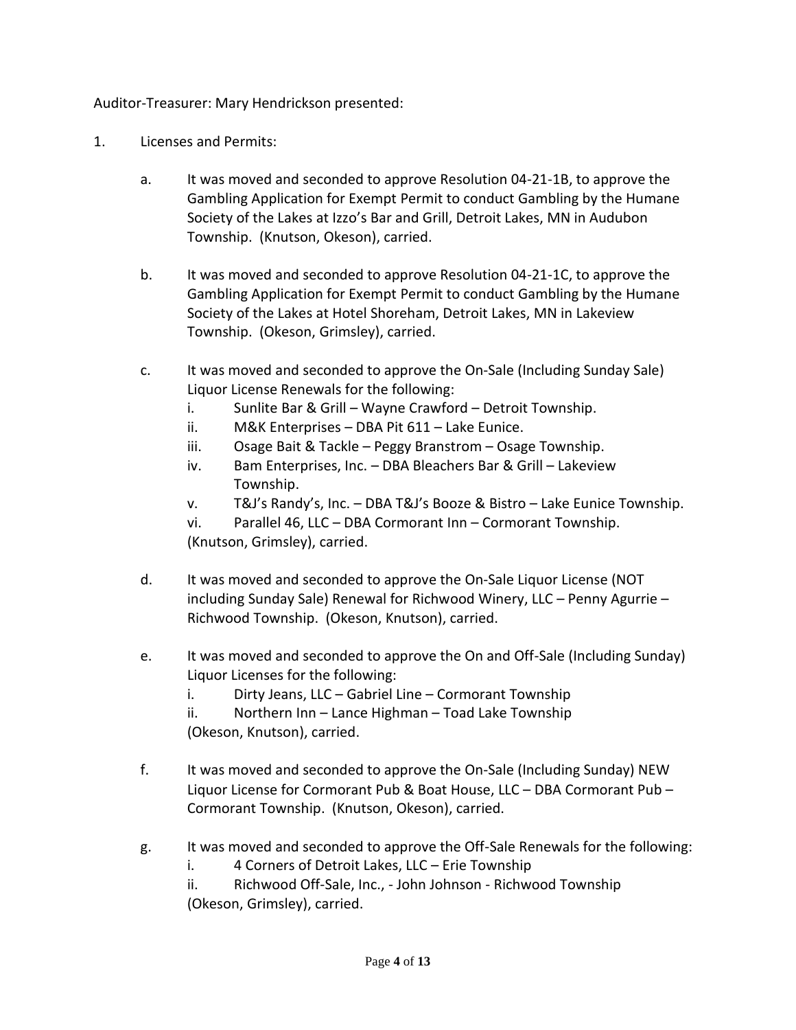Auditor-Treasurer: Mary Hendrickson presented:

1. Licenses and Permits:

   a. It was moved and seconded to approve Resolution 04-21-1B, to approve the Gambling Application for Exempt Permit to conduct Gambling by the Humane Society of the Lakes at Izzo's Bar and Grill, Detroit Lakes, MN in Audubon Township. (Knutson, Okeson), carried.

   b. It was moved and seconded to approve Resolution 04-21-1C, to approve the Gambling Application for Exempt Permit to conduct Gambling by the Humane Society of the Lakes at Hotel Shoreham, Detroit Lakes, MN in Lakeview Township. (Okeson, Grimsley), carried.

   c. It was moved and seconded to approve the On-Sale (Including Sunday Sale) Liquor License Renewals for the following:
      i. Sunlite Bar & Grill – Wayne Crawford – Detroit Township.
      ii. M&K Enterprises – DBA Pit 611 – Lake Eunice.
      iii. Osage Bait & Tackle – Peggy Branstrom – Osage Township.
      iv. Bam Enterprises, Inc. – DBA Bleachers Bar & Grill – Lakeview Township.
      v. T&J's Randy's, Inc. – DBA T&J's Booze & Bistro – Lake Eunice Township.
      vi. Parallel 46, LLC – DBA Cormorant Inn – Cormorant Township.

      (Knutson, Grimsley), carried.

   d. It was moved and seconded to approve the On-Sale Liquor License (NOT including Sunday Sale) Renewal for Richwood Winery, LLC – Penny Agurrie – Richwood Township. (Okeson, Knutson), carried.

   e. It was moved and seconded to approve the On and Off-Sale (Including Sunday) Liquor Licenses for the following:
      i. Dirty Jeans, LLC – Gabriel Line – Cormorant Township
      ii. Northern Inn – Lance Highman – Toad Lake Township

      (Okeson, Knutson), carried.

   f. It was moved and seconded to approve the On-Sale (Including Sunday) NEW Liquor License for Cormorant Pub & Boat House, LLC – DBA Cormorant Pub – Cormorant Township. (Knutson, Okeson), carried.

   g. It was moved and seconded to approve the Off-Sale Renewals for the following:
      i. 4 Corners of Detroit Lakes, LLC – Erie Township
      ii. Richwood Off-Sale, Inc., - John Johnson - Richwood Township

      (Okeson, Grimsley), carried.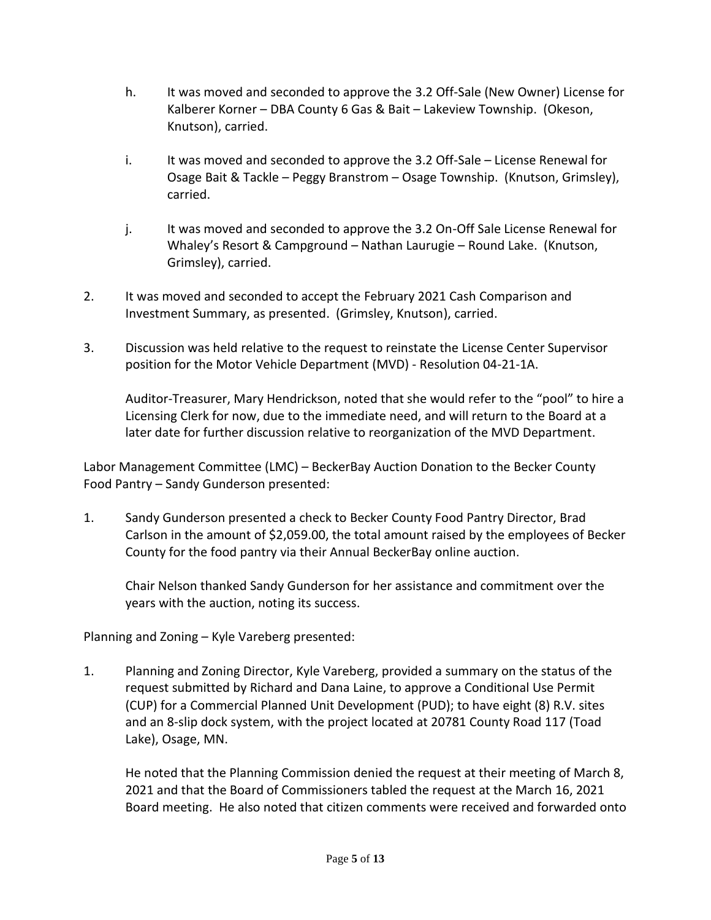h. It was moved and seconded to approve the 3.2 Off-Sale (New Owner) License for Kalberer Korner – DBA County 6 Gas & Bait – Lakeview Township. (Okeson, Knutson), carried.

i. It was moved and seconded to approve the 3.2 Off-Sale – License Renewal for Osage Bait & Tackle – Peggy Branstrom – Osage Township. (Knutson, Grimsley), carried.

j. It was moved and seconded to approve the 3.2 On-Off Sale License Renewal for Whaley's Resort & Campground – Nathan Laurugie – Round Lake. (Knutson, Grimsley), carried.

2. It was moved and seconded to accept the February 2021 Cash Comparison and Investment Summary, as presented. (Grimsley, Knutson), carried.

3. Discussion was held relative to the request to reinstate the License Center Supervisor position for the Motor Vehicle Department (MVD) - Resolution 04-21-1A.

   Auditor-Treasurer, Mary Hendrickson, noted that she would refer to the "pool" to hire a Licensing Clerk for now, due to the immediate need, and will return to the Board at a later date for further discussion relative to reorganization of the MVD Department.

Labor Management Committee (LMC) – BeckerBay Auction Donation to the Becker County Food Pantry – Sandy Gunderson presented:

1. Sandy Gunderson presented a check to Becker County Food Pantry Director, Brad Carlson in the amount of $2,059.00, the total amount raised by the employees of Becker County for the food pantry via their Annual BeckerBay online auction.

   Chair Nelson thanked Sandy Gunderson for her assistance and commitment over the years with the auction, noting its success.

Planning and Zoning – Kyle Vareberg presented:

1. Planning and Zoning Director, Kyle Vareberg, provided a summary on the status of the request submitted by Richard and Dana Laine, to approve a Conditional Use Permit (CUP) for a Commercial Planned Unit Development (PUD); to have eight (8) R.V. sites and an 8-slip dock system, with the project located at 20781 County Road 117 (Toad Lake), Osage, MN.

   He noted that the Planning Commission denied the request at their meeting of March 8, 2021 and that the Board of Commissioners tabled the request at the March 16, 2021 Board meeting. He also noted that citizen comments were received and forwarded onto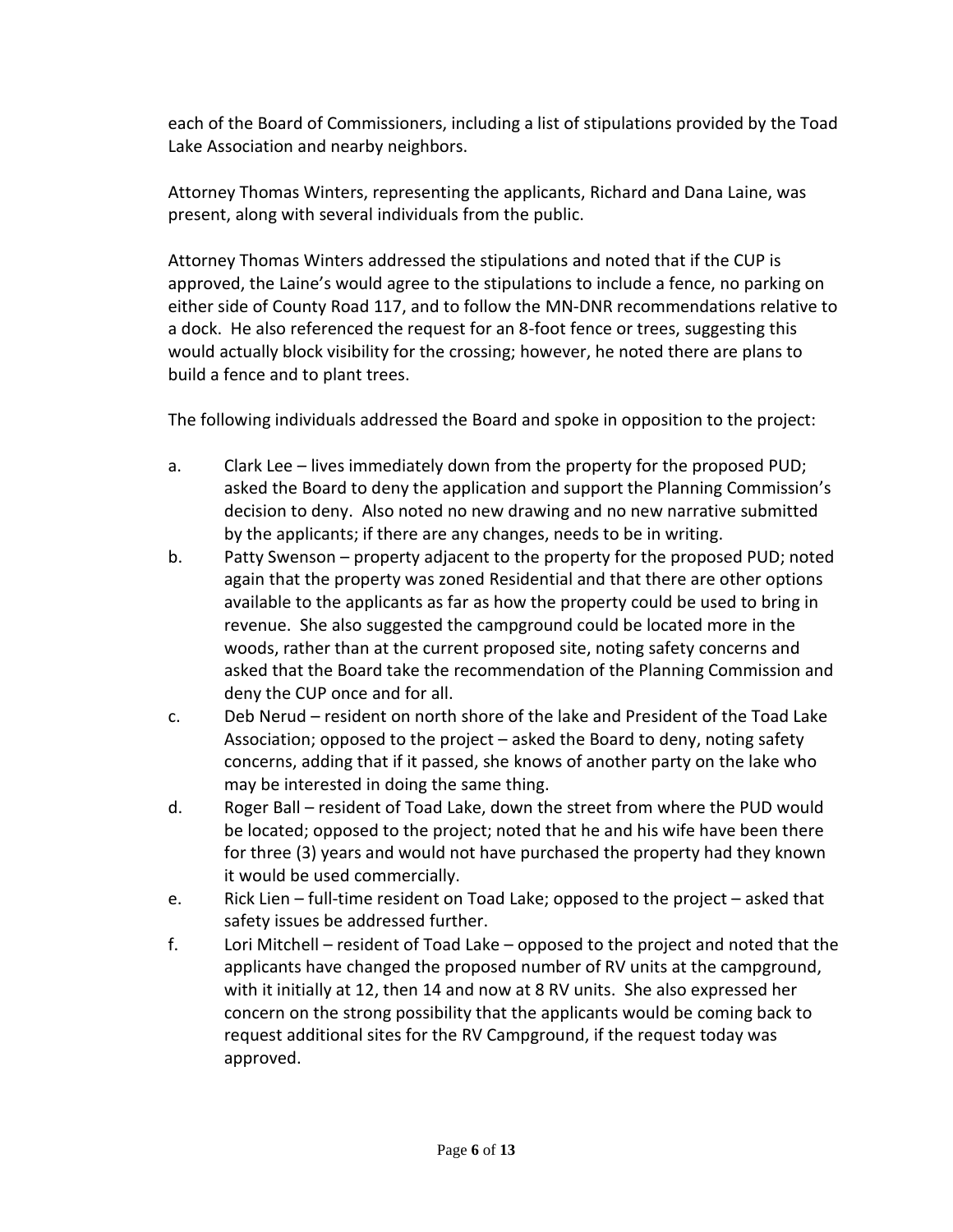each of the Board of Commissioners, including a list of stipulations provided by the Toad Lake Association and nearby neighbors.

Attorney Thomas Winters, representing the applicants, Richard and Dana Laine, was present, along with several individuals from the public.

Attorney Thomas Winters addressed the stipulations and noted that if the CUP is approved, the Laine's would agree to the stipulations to include a fence, no parking on either side of County Road 117, and to follow the MN-DNR recommendations relative to a dock. He also referenced the request for an 8-foot fence or trees, suggesting this would actually block visibility for the crossing; however, he noted there are plans to build a fence and to plant trees.

The following individuals addressed the Board and spoke in opposition to the project:

a. Clark Lee – lives immediately down from the property for the proposed PUD; asked the Board to deny the application and support the Planning Commission's decision to deny. Also noted no new drawing and no new narrative submitted by the applicants; if there are any changes, needs to be in writing.

b. Patty Swenson – property adjacent to the property for the proposed PUD; noted again that the property was zoned Residential and that there are other options available to the applicants as far as how the property could be used to bring in revenue. She also suggested the campground could be located more in the woods, rather than at the current proposed site, noting safety concerns and asked that the Board take the recommendation of the Planning Commission and deny the CUP once and for all.

c. Deb Nerud – resident on north shore of the lake and President of the Toad Lake Association; opposed to the project – asked the Board to deny, noting safety concerns, adding that if it passed, she knows of another party on the lake who may be interested in doing the same thing.

d. Roger Ball – resident of Toad Lake, down the street from where the PUD would be located; opposed to the project; noted that he and his wife have been there for three (3) years and would not have purchased the property had they known it would be used commercially.

e. Rick Lien – full-time resident on Toad Lake; opposed to the project – asked that safety issues be addressed further.

f. Lori Mitchell – resident of Toad Lake – opposed to the project and noted that the applicants have changed the proposed number of RV units at the campground, with it initially at 12, then 14 and now at 8 RV units. She also expressed her concern on the strong possibility that the applicants would be coming back to request additional sites for the RV Campground, if the request today was approved.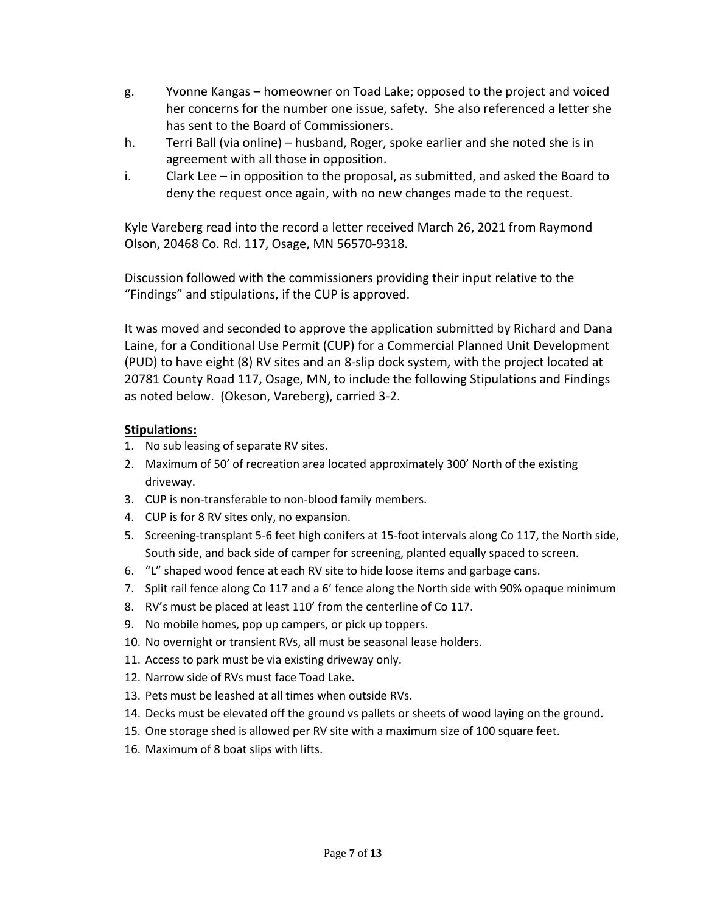g. Yvonne Kangas – homeowner on Toad Lake; opposed to the project and voiced her concerns for the number one issue, safety. She also referenced a letter she has sent to the Board of Commissioners.

h. Terri Ball (via online) – husband, Roger, spoke earlier and she noted she is in agreement with all those in opposition.

i. Clark Lee – in opposition to the proposal, as submitted, and asked the Board to deny the request once again, with no new changes made to the request.

Kyle Vareberg read into the record a letter received March 26, 2021 from Raymond Olson, 20468 Co. Rd. 117, Osage, MN 56570-9318.

Discussion followed with the commissioners providing their input relative to the "Findings" and stipulations, if the CUP is approved.

It was moved and seconded to approve the application submitted by Richard and Dana Laine, for a Conditional Use Permit (CUP) for a Commercial Planned Unit Development (PUD) to have eight (8) RV sites and an 8-slip dock system, with the project located at 20781 County Road 117, Osage, MN, to include the following Stipulations and Findings as noted below. (Okeson, Vareberg), carried 3-2.

**Stipulations:**

1. No sub leasing of separate RV sites.
2. Maximum of 50' of recreation area located approximately 300' North of the existing driveway.
3. CUP is non-transferable to non-blood family members.
4. CUP is for 8 RV sites only, no expansion.
5. Screening-transplant 5-6 feet high conifers at 15-foot intervals along Co 117, the North side, South side, and back side of camper for screening, planted equally spaced to screen.
6. "L" shaped wood fence at each RV site to hide loose items and garbage cans.
7. Split rail fence along Co 117 and a 6' fence along the North side with 90% opaque minimum
8. RV's must be placed at least 110' from the centerline of Co 117.
9. No mobile homes, pop up campers, or pick up toppers.
10. No overnight or transient RVs, all must be seasonal lease holders.
11. Access to park must be via existing driveway only.
12. Narrow side of RVs must face Toad Lake.
13. Pets must be leashed at all times when outside RVs.
14. Decks must be elevated off the ground vs pallets or sheets of wood laying on the ground.
15. One storage shed is allowed per RV site with a maximum size of 100 square feet.
16. Maximum of 8 boat slips with lifts.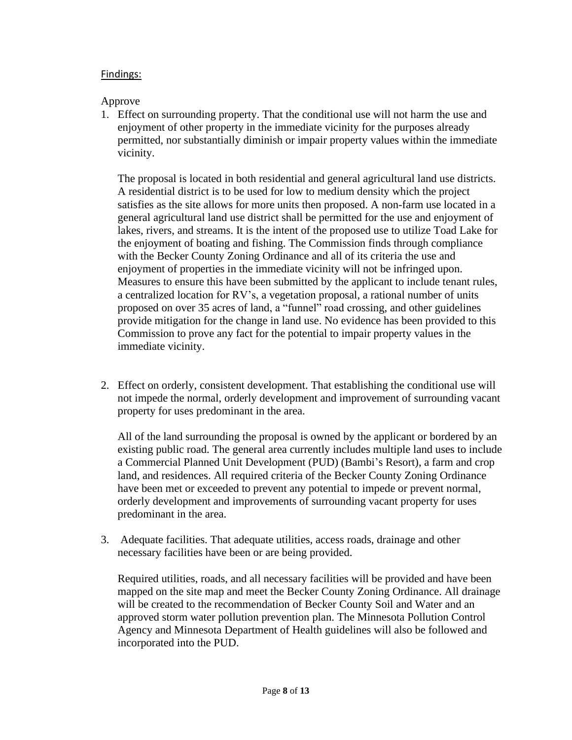Findings:

Approve

1. Effect on surrounding property. That the conditional use will not harm the use and enjoyment of other property in the immediate vicinity for the purposes already permitted, nor substantially diminish or impair property values within the immediate vicinity.

   The proposal is located in both residential and general agricultural land use districts. A residential district is to be used for low to medium density which the project satisfies as the site allows for more units then proposed. A non-farm use located in a general agricultural land use district shall be permitted for the use and enjoyment of lakes, rivers, and streams. It is the intent of the proposed use to utilize Toad Lake for the enjoyment of boating and fishing. The Commission finds through compliance with the Becker County Zoning Ordinance and all of its criteria the use and enjoyment of properties in the immediate vicinity will not be infringed upon. Measures to ensure this have been submitted by the applicant to include tenant rules, a centralized location for RV's, a vegetation proposal, a rational number of units proposed on over 35 acres of land, a "funnel" road crossing, and other guidelines provide mitigation for the change in land use. No evidence has been provided to this Commission to prove any fact for the potential to impair property values in the immediate vicinity.

2. Effect on orderly, consistent development. That establishing the conditional use will not impede the normal, orderly development and improvement of surrounding vacant property for uses predominant in the area.

   All of the land surrounding the proposal is owned by the applicant or bordered by an existing public road. The general area currently includes multiple land uses to include a Commercial Planned Unit Development (PUD) (Bambi's Resort), a farm and crop land, and residences. All required criteria of the Becker County Zoning Ordinance have been met or exceeded to prevent any potential to impede or prevent normal, orderly development and improvements of surrounding vacant property for uses predominant in the area.

3. Adequate facilities. That adequate utilities, access roads, drainage and other necessary facilities have been or are being provided.

   Required utilities, roads, and all necessary facilities will be provided and have been mapped on the site map and meet the Becker County Zoning Ordinance. All drainage will be created to the recommendation of Becker County Soil and Water and an approved storm water pollution prevention plan. The Minnesota Pollution Control Agency and Minnesota Department of Health guidelines will also be followed and incorporated into the PUD.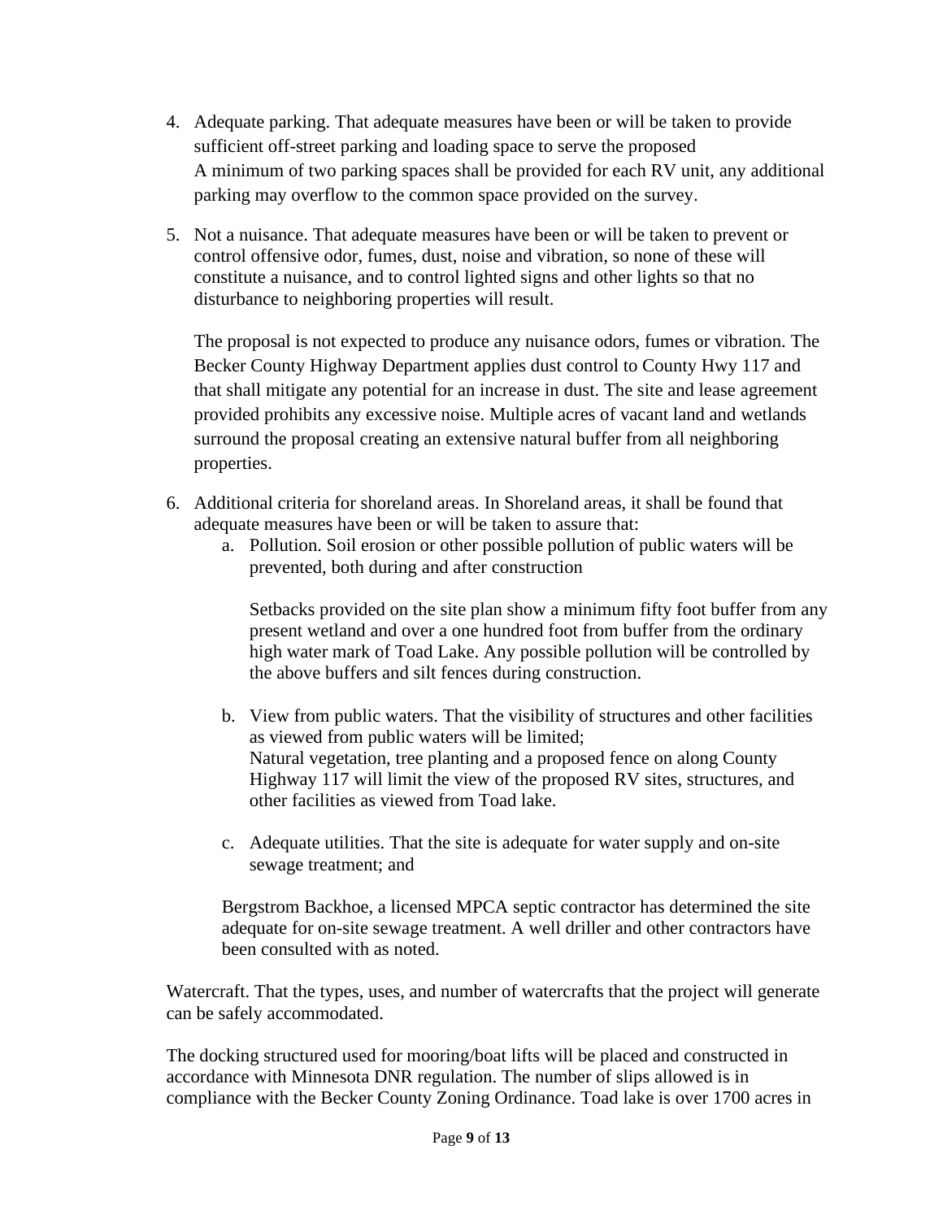4. Adequate parking. That adequate measures have been or will be taken to provide sufficient off-street parking and loading space to serve the proposed  
   A minimum of two parking spaces shall be provided for each RV unit, any additional parking may overflow to the common space provided on the survey.

5. Not a nuisance. That adequate measures have been or will be taken to prevent or control offensive odor, fumes, dust, noise and vibration, so none of these will constitute a nuisance, and to control lighted signs and other lights so that no disturbance to neighboring properties will result.

   The proposal is not expected to produce any nuisance odors, fumes or vibration. The Becker County Highway Department applies dust control to County Hwy 117 and that shall mitigate any potential for an increase in dust. The site and lease agreement provided prohibits any excessive noise. Multiple acres of vacant land and wetlands surround the proposal creating an extensive natural buffer from all neighboring properties.

6. Additional criteria for shoreland areas. In Shoreland areas, it shall be found that adequate measures have been or will be taken to assure that:
   a. Pollution. Soil erosion or other possible pollution of public waters will be prevented, both during and after construction

      Setbacks provided on the site plan show a minimum fifty foot buffer from any present wetland and over a one hundred foot from buffer from the ordinary high water mark of Toad Lake. Any possible pollution will be controlled by the above buffers and silt fences during construction.

   b. View from public waters. That the visibility of structures and other facilities as viewed from public waters will be limited;  
      Natural vegetation, tree planting and a proposed fence on along County Highway 117 will limit the view of the proposed RV sites, structures, and other facilities as viewed from Toad lake.

   c. Adequate utilities. That the site is adequate for water supply and on-site sewage treatment; and

   Bergstrom Backhoe, a licensed MPCA septic contractor has determined the site adequate for on-site sewage treatment. A well driller and other contractors have been consulted with as noted.

Watercraft. That the types, uses, and number of watercrafts that the project will generate can be safely accommodated.

The docking structured used for mooring/boat lifts will be placed and constructed in accordance with Minnesota DNR regulation. The number of slips allowed is in compliance with the Becker County Zoning Ordinance. Toad lake is over 1700 acres in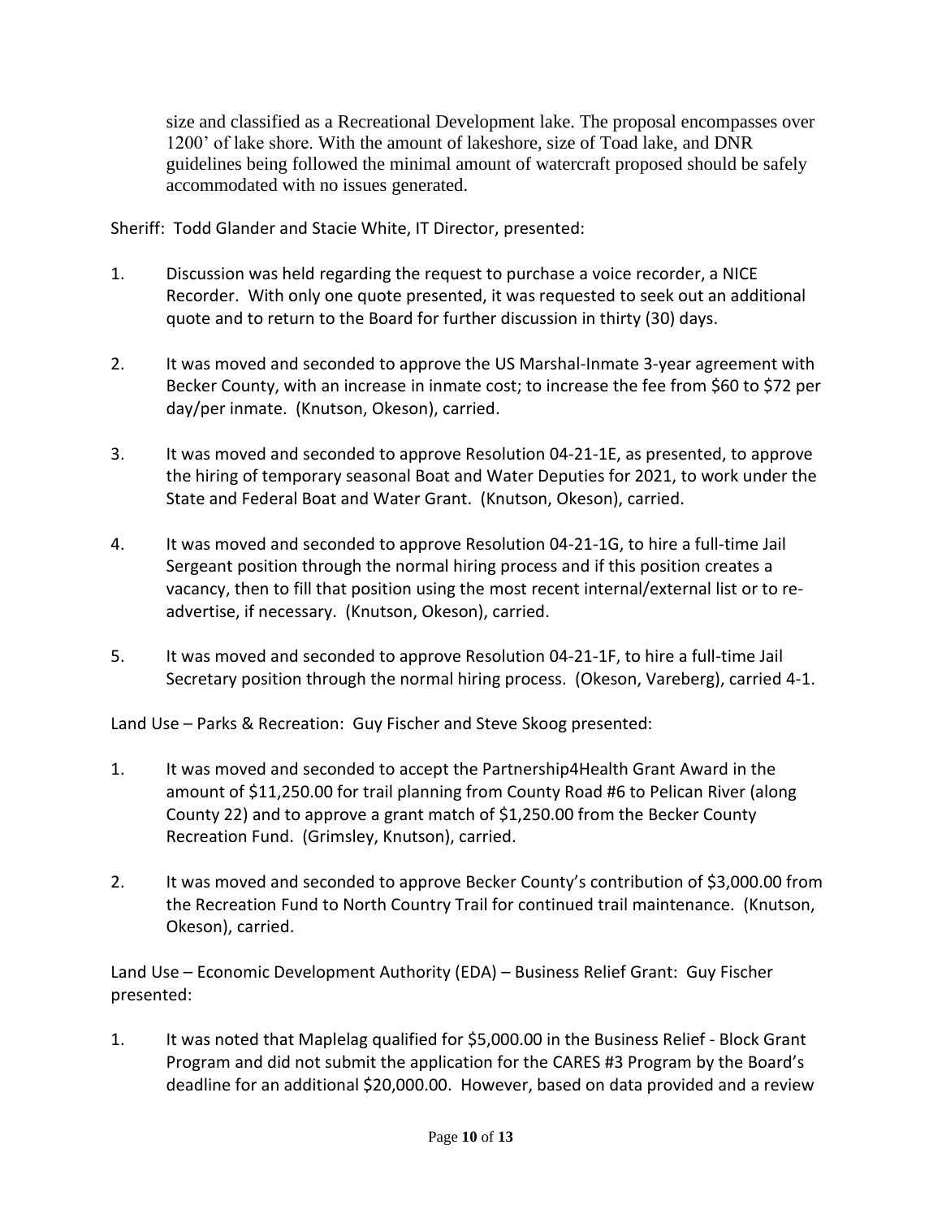size and classified as a Recreational Development lake. The proposal encompasses over 1200' of lake shore. With the amount of lakeshore, size of Toad lake, and DNR guidelines being followed the minimal amount of watercraft proposed should be safely accommodated with no issues generated.

Sheriff: Todd Glander and Stacie White, IT Director, presented:

1. Discussion was held regarding the request to purchase a voice recorder, a NICE Recorder. With only one quote presented, it was requested to seek out an additional quote and to return to the Board for further discussion in thirty (30) days.

2. It was moved and seconded to approve the US Marshal-Inmate 3-year agreement with Becker County, with an increase in inmate cost; to increase the fee from $60 to $72 per day/per inmate. (Knutson, Okeson), carried.

3. It was moved and seconded to approve Resolution 04-21-1E, as presented, to approve the hiring of temporary seasonal Boat and Water Deputies for 2021, to work under the State and Federal Boat and Water Grant. (Knutson, Okeson), carried.

4. It was moved and seconded to approve Resolution 04-21-1G, to hire a full-time Jail Sergeant position through the normal hiring process and if this position creates a vacancy, then to fill that position using the most recent internal/external list or to re-advertise, if necessary. (Knutson, Okeson), carried.

5. It was moved and seconded to approve Resolution 04-21-1F, to hire a full-time Jail Secretary position through the normal hiring process. (Okeson, Vareberg), carried 4-1.

Land Use – Parks & Recreation: Guy Fischer and Steve Skoog presented:

1. It was moved and seconded to accept the Partnership4Health Grant Award in the amount of $11,250.00 for trail planning from County Road #6 to Pelican River (along County 22) and to approve a grant match of $1,250.00 from the Becker County Recreation Fund. (Grimsley, Knutson), carried.

2. It was moved and seconded to approve Becker County's contribution of $3,000.00 from the Recreation Fund to North Country Trail for continued trail maintenance. (Knutson, Okeson), carried.

Land Use – Economic Development Authority (EDA) – Business Relief Grant: Guy Fischer presented:

1. It was noted that Maplelag qualified for $5,000.00 in the Business Relief - Block Grant Program and did not submit the application for the CARES #3 Program by the Board's deadline for an additional $20,000.00. However, based on data provided and a review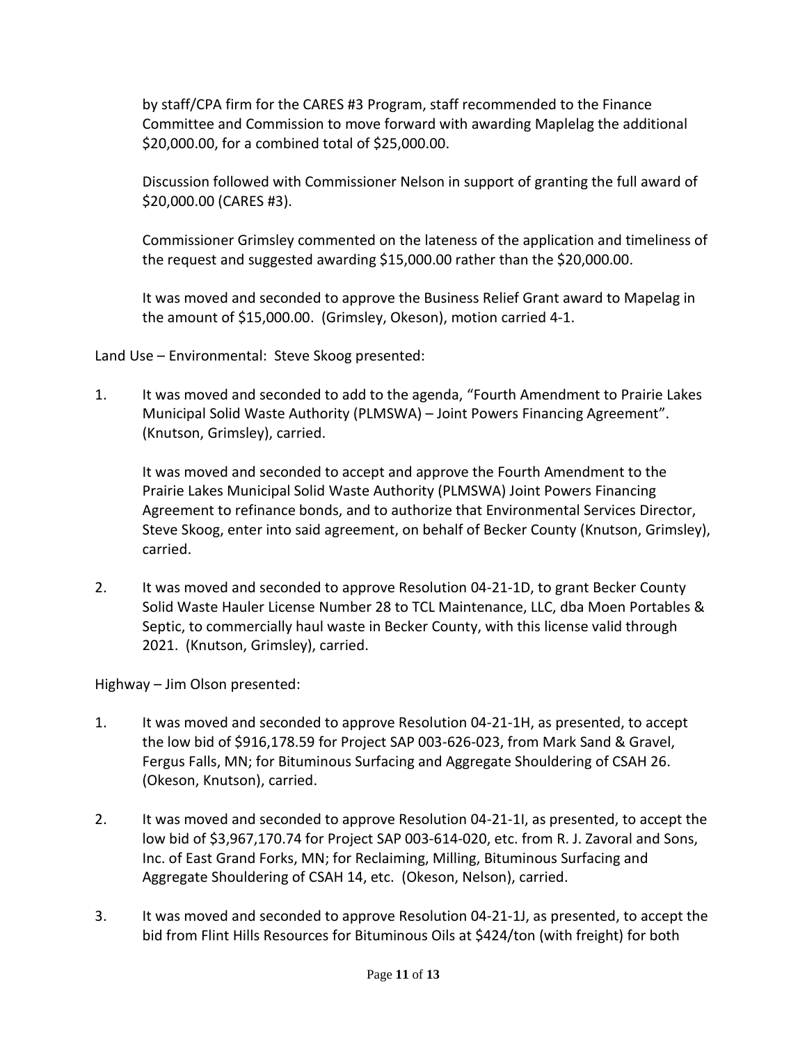by staff/CPA firm for the CARES #3 Program, staff recommended to the Finance Committee and Commission to move forward with awarding Maplelag the additional $20,000.00, for a combined total of $25,000.00.

Discussion followed with Commissioner Nelson in support of granting the full award of $20,000.00 (CARES #3).

Commissioner Grimsley commented on the lateness of the application and timeliness of the request and suggested awarding $15,000.00 rather than the $20,000.00.

It was moved and seconded to approve the Business Relief Grant award to Mapelag in the amount of $15,000.00. (Grimsley, Okeson), motion carried 4-1.

Land Use – Environmental: Steve Skoog presented:

1. It was moved and seconded to add to the agenda, "Fourth Amendment to Prairie Lakes Municipal Solid Waste Authority (PLMSWA) – Joint Powers Financing Agreement". (Knutson, Grimsley), carried.

   It was moved and seconded to accept and approve the Fourth Amendment to the Prairie Lakes Municipal Solid Waste Authority (PLMSWA) Joint Powers Financing Agreement to refinance bonds, and to authorize that Environmental Services Director, Steve Skoog, enter into said agreement, on behalf of Becker County (Knutson, Grimsley), carried.

2. It was moved and seconded to approve Resolution 04-21-1D, to grant Becker County Solid Waste Hauler License Number 28 to TCL Maintenance, LLC, dba Moen Portables & Septic, to commercially haul waste in Becker County, with this license valid through 2021. (Knutson, Grimsley), carried.

Highway – Jim Olson presented:

1. It was moved and seconded to approve Resolution 04-21-1H, as presented, to accept the low bid of $916,178.59 for Project SAP 003-626-023, from Mark Sand & Gravel, Fergus Falls, MN; for Bituminous Surfacing and Aggregate Shouldering of CSAH 26. (Okeson, Knutson), carried.

2. It was moved and seconded to approve Resolution 04-21-1I, as presented, to accept the low bid of $3,967,170.74 for Project SAP 003-614-020, etc. from R. J. Zavoral and Sons, Inc. of East Grand Forks, MN; for Reclaiming, Milling, Bituminous Surfacing and Aggregate Shouldering of CSAH 14, etc. (Okeson, Nelson), carried.

3. It was moved and seconded to approve Resolution 04-21-1J, as presented, to accept the bid from Flint Hills Resources for Bituminous Oils at $424/ton (with freight) for both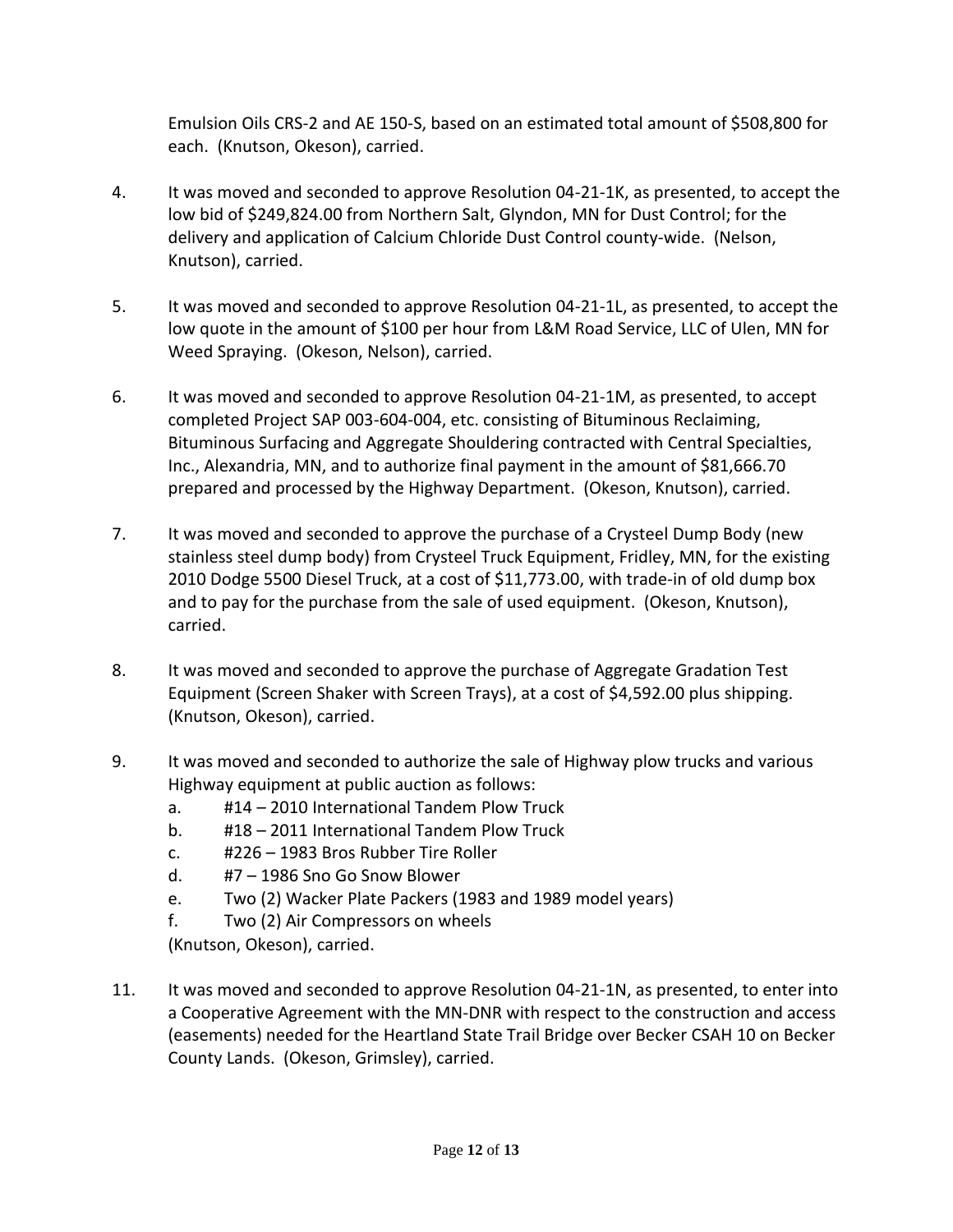Emulsion Oils CRS-2 and AE 150-S, based on an estimated total amount of $508,800 for each. (Knutson, Okeson), carried.

4. It was moved and seconded to approve Resolution 04-21-1K, as presented, to accept the low bid of $249,824.00 from Northern Salt, Glyndon, MN for Dust Control; for the delivery and application of Calcium Chloride Dust Control county-wide. (Nelson, Knutson), carried.

5. It was moved and seconded to approve Resolution 04-21-1L, as presented, to accept the low quote in the amount of $100 per hour from L&M Road Service, LLC of Ulen, MN for Weed Spraying. (Okeson, Nelson), carried.

6. It was moved and seconded to approve Resolution 04-21-1M, as presented, to accept completed Project SAP 003-604-004, etc. consisting of Bituminous Reclaiming, Bituminous Surfacing and Aggregate Shouldering contracted with Central Specialties, Inc., Alexandria, MN, and to authorize final payment in the amount of $81,666.70 prepared and processed by the Highway Department. (Okeson, Knutson), carried.

7. It was moved and seconded to approve the purchase of a Crysteel Dump Body (new stainless steel dump body) from Crysteel Truck Equipment, Fridley, MN, for the existing 2010 Dodge 5500 Diesel Truck, at a cost of $11,773.00, with trade-in of old dump box and to pay for the purchase from the sale of used equipment. (Okeson, Knutson), carried.

8. It was moved and seconded to approve the purchase of Aggregate Gradation Test Equipment (Screen Shaker with Screen Trays), at a cost of $4,592.00 plus shipping. (Knutson, Okeson), carried.

9. It was moved and seconded to authorize the sale of Highway plow trucks and various Highway equipment at public auction as follows:
   a. #14 – 2010 International Tandem Plow Truck
   b. #18 – 2011 International Tandem Plow Truck
   c. #226 – 1983 Bros Rubber Tire Roller
   d. #7 – 1986 Sno Go Snow Blower
   e. Two (2) Wacker Plate Packers (1983 and 1989 model years)
   f. Two (2) Air Compressors on wheels

   (Knutson, Okeson), carried.

11. It was moved and seconded to approve Resolution 04-21-1N, as presented, to enter into a Cooperative Agreement with the MN-DNR with respect to the construction and access (easements) needed for the Heartland State Trail Bridge over Becker CSAH 10 on Becker County Lands. (Okeson, Grimsley), carried.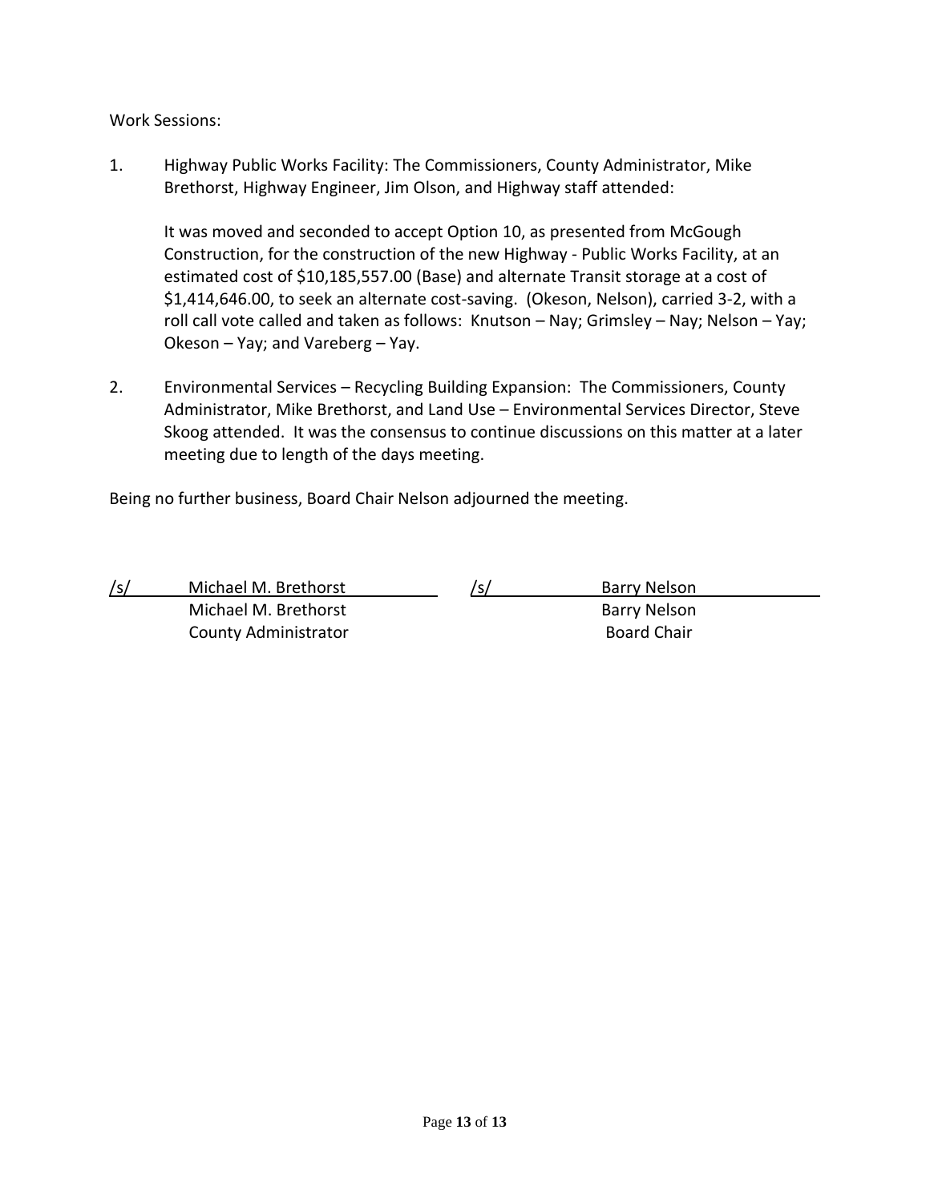Work Sessions:

1. Highway Public Works Facility: The Commissioners, County Administrator, Mike Brethorst, Highway Engineer, Jim Olson, and Highway staff attended:

   It was moved and seconded to accept Option 10, as presented from McGough Construction, for the construction of the new Highway - Public Works Facility, at an estimated cost of $10,185,557.00 (Base) and alternate Transit storage at a cost of $1,414,646.00, to seek an alternate cost-saving. (Okeson, Nelson), carried 3-2, with a roll call vote called and taken as follows: Knutson – Nay; Grimsley – Nay; Nelson – Yay; Okeson – Yay; and Vareberg – Yay.

2. Environmental Services – Recycling Building Expansion: The Commissioners, County Administrator, Mike Brethorst, and Land Use – Environmental Services Director, Steve Skoog attended. It was the consensus to continue discussions on this matter at a later meeting due to length of the days meeting.

Being no further business, Board Chair Nelson adjourned the meeting.

/s/ Michael M. Brethorst
Michael M. Brethorst
County Administrator

/s/ Barry Nelson
Barry Nelson
Board Chair